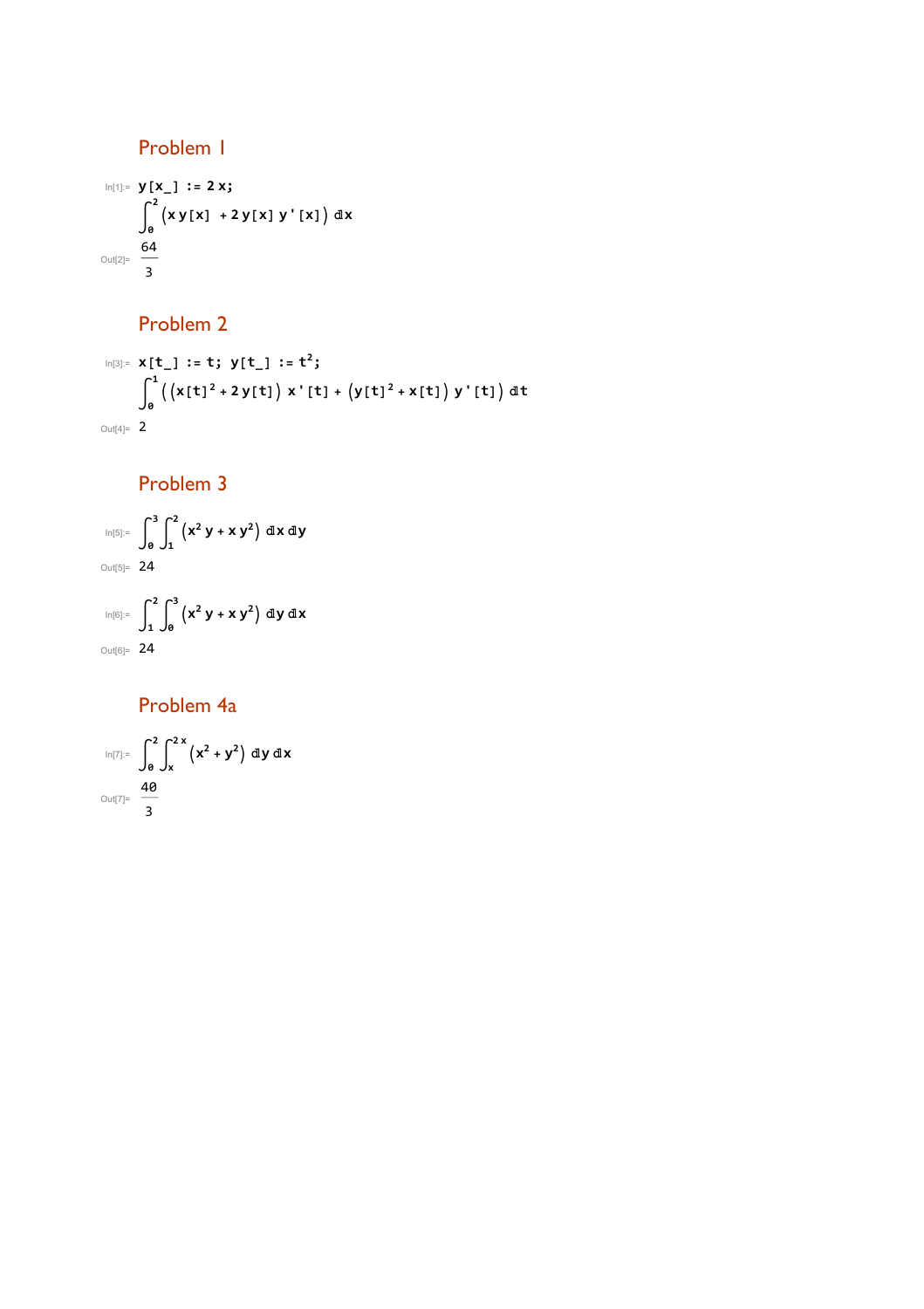## Problem 1

In[1]:= 

```
y[x_] := 2 x;
```

$$\int_0^2 \left(x\, y[x] + 2\, y[x]\, y'[x]\right) dx$$

Out[2]= $\frac{64}{3}$

## Problem 2

In[3]:= 

```
x[t_] := t; y[t_] := t^2;
```

$$\int_0^1 \left(\left(x[t]^2 + 2\, y[t]\right) x'[t] + \left(y[t]^2 + x[t]\right) y'[t]\right) dt$$

Out[4]= 2

## Problem 3

In[5]:= $$\int_0^3 \int_1^2 \left(x^2 y + x y^2\right) dx\, dy$$

Out[5]= 24

In[6]:= $$\int_1^2 \int_0^3 \left(x^2 y + x y^2\right) dy\, dx$$

Out[6]= 24

## Problem 4a

In[7]:= $$\int_0^2 \int_x^{2x} \left(x^2 + y^2\right) dy\, dx$$

Out[7]= $\frac{40}{3}$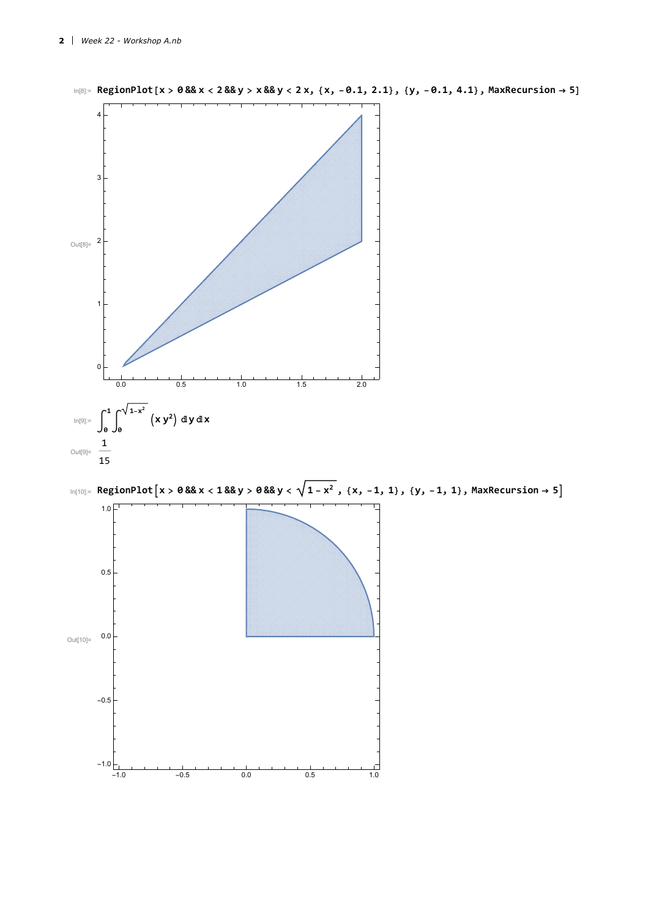In[8]:= 
```
RegionPlot[x > 0 && x < 2 && y > x && y < 2 x, {x, -0.1, 2.1}, {y, -0.1, 4.1}, MaxRecursion → 5]
```

Out[8]=

In[9]:= $\int_0^1 \int_0^{\sqrt{1-x^2}} \left(x\, y^2\right) \, dy \, dx$

Out[9]= $\frac{1}{15}$

In[10]:= 
```
RegionPlot[x > 0 && x < 1 && y > 0 && y < Sqrt[1 - x^2], {x, -1, 1}, {y, -1, 1}, MaxRecursion → 5]
```

Out[10]=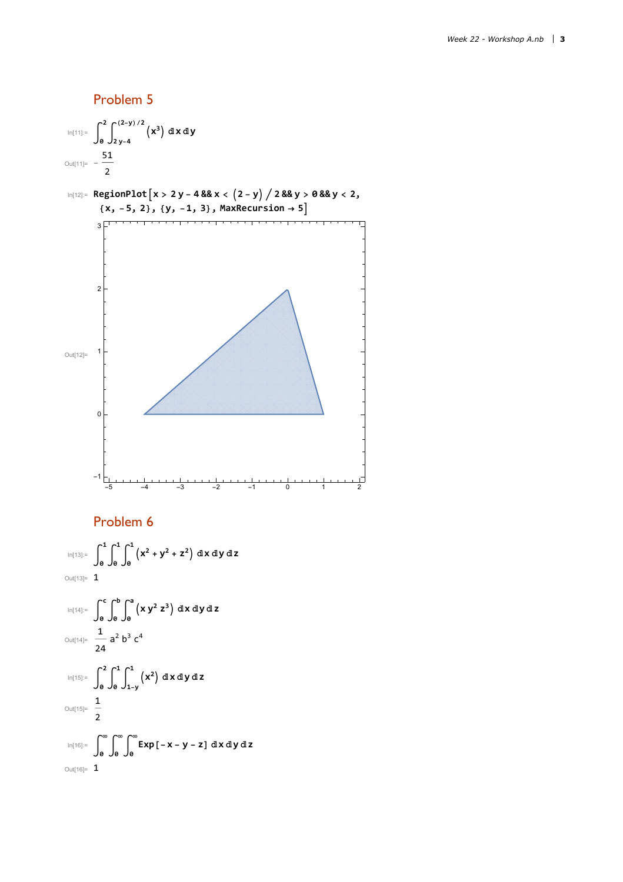## Problem 5

In[11]:= $$\int_0^2 \int_{2y-4}^{(2-y)/2} (x^3)\, dx\, dy$$

Out[11]= $-\frac{51}{2}$

```
In[12]:= RegionPlot[x > 2 y - 4 && x < (2 - y) / 2 && y > 0 && y < 2,
  {x, -5, 2}, {y, -1, 3}, MaxRecursion → 5]
```

Out[12]=

3
2
1
0
-1
-5 -4 -3 -2 -1 0 1 2

## Problem 6

In[13]:= $$\int_0^1 \int_0^1 \int_0^1 (x^2 + y^2 + z^2)\, dx\, dy\, dz$$

Out[13]= 1

In[14]:= $$\int_0^c \int_0^b \int_0^a (x\, y^2\, z^3)\, dx\, dy\, dz$$

Out[14]= $\frac{1}{24} a^2 b^3 c^4$

In[15]:= $$\int_0^2 \int_0^1 \int_{1-y}^1 (x^2)\, dx\, dy\, dz$$

Out[15]= $\frac{1}{2}$

In[16]:= $$\int_0^\infty \int_0^\infty \int_0^\infty \text{Exp}[-x - y - z]\, dx\, dy\, dz$$

Out[16]= 1